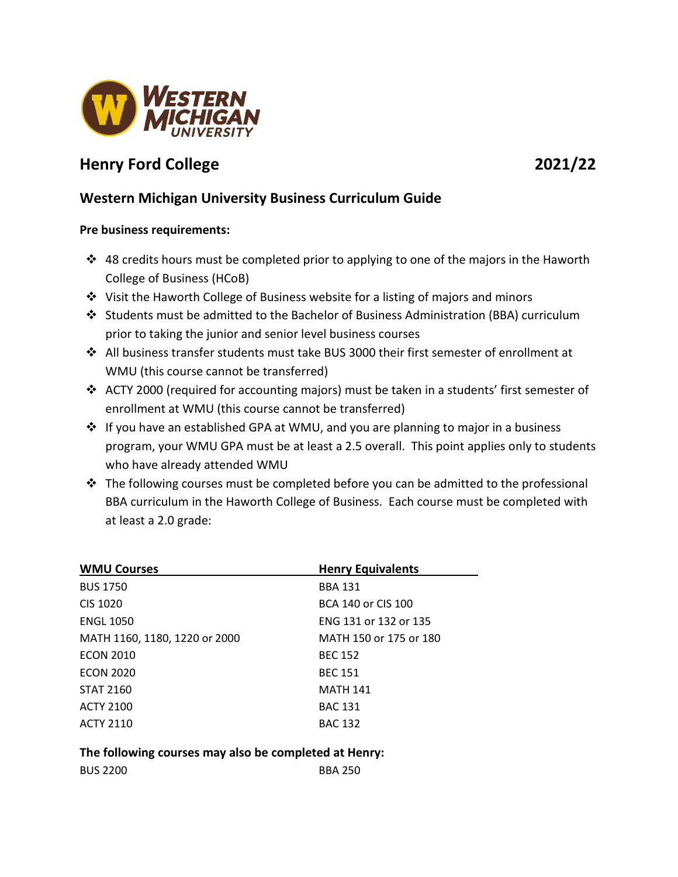# Henry Ford College 2021/22

## Western Michigan University Business Curriculum Guide

**Pre business requirements:**

- 48 credits hours must be completed prior to applying to one of the majors in the Haworth College of Business (HCoB)
- Visit the Haworth College of Business website for a listing of majors and minors
- Students must be admitted to the Bachelor of Business Administration (BBA) curriculum prior to taking the junior and senior level business courses
- All business transfer students must take BUS 3000 their first semester of enrollment at WMU (this course cannot be transferred)
- ACTY 2000 (required for accounting majors) must be taken in a students' first semester of enrollment at WMU (this course cannot be transferred)
- If you have an established GPA at WMU, and you are planning to major in a business program, your WMU GPA must be at least a 2.5 overall. This point applies only to students who have already attended WMU
- The following courses must be completed before you can be admitted to the professional BBA curriculum in the Haworth College of Business. Each course must be completed with at least a 2.0 grade:

| WMU Courses | Henry Equivalents |
|---|---|
| BUS 1750 | BBA 131 |
| CIS 1020 | BCA 140 or CIS 100 |
| ENGL 1050 | ENG 131 or 132 or 135 |
| MATH 1160, 1180, 1220 or 2000 | MATH 150 or 175 or 180 |
| ECON 2010 | BEC 152 |
| ECON 2020 | BEC 151 |
| STAT 2160 | MATH 141 |
| ACTY 2100 | BAC 131 |
| ACTY 2110 | BAC 132 |

**The following courses may also be completed at Henry:**

| | |
|---|---|
| BUS 2200 | BBA 250 |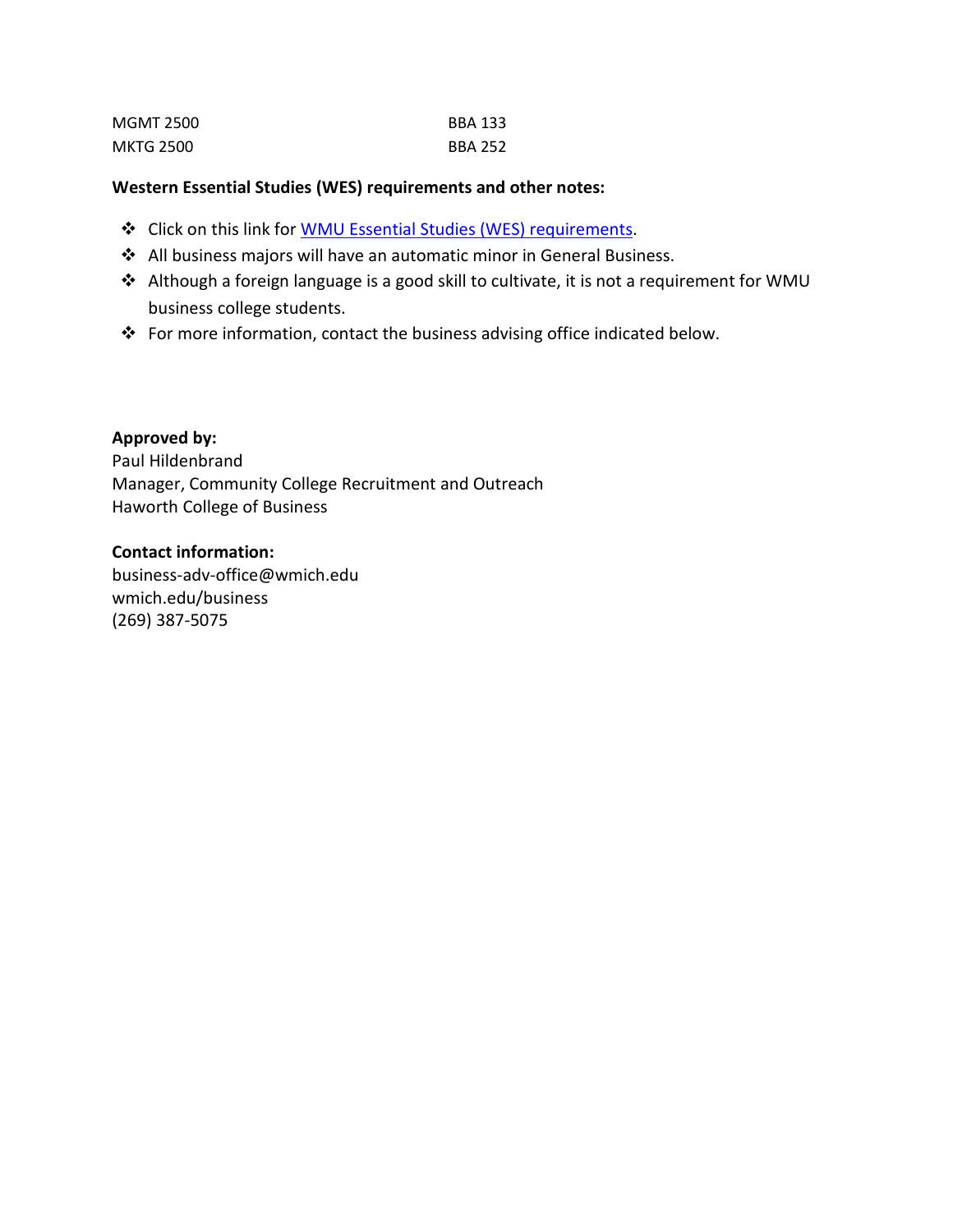| | |
|---|---|
| MGMT 2500 | BBA 133 |
| MKTG 2500 | BBA 252 |

**Western Essential Studies (WES) requirements and other notes:**

- Click on this link for WMU Essential Studies (WES) requirements.
- All business majors will have an automatic minor in General Business.
- Although a foreign language is a good skill to cultivate, it is not a requirement for WMU business college students.
- For more information, contact the business advising office indicated below.

**Approved by:**
Paul Hildenbrand
Manager, Community College Recruitment and Outreach
Haworth College of Business

**Contact information:**
business-adv-office@wmich.edu
wmich.edu/business
(269) 387-5075